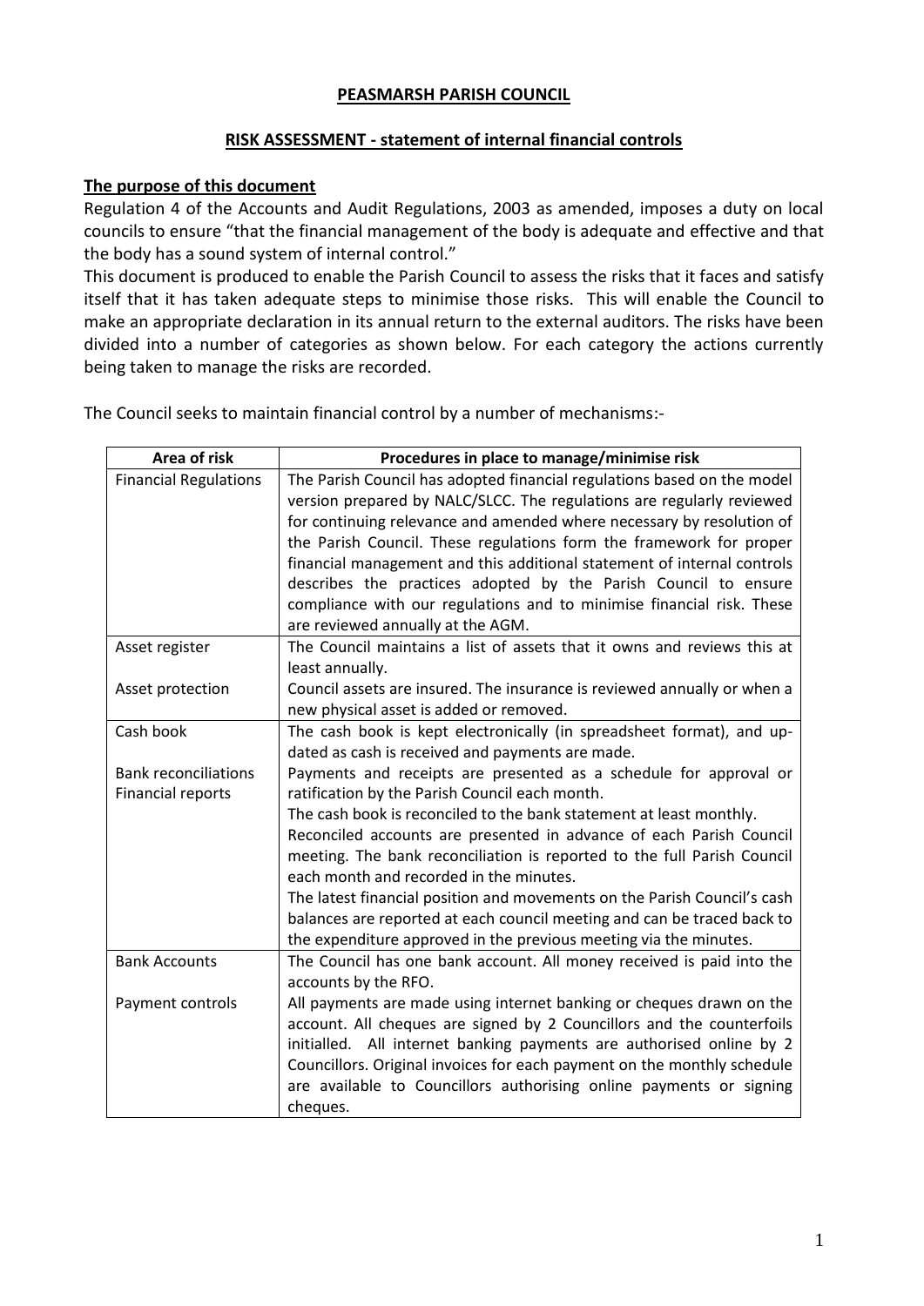# PEASMARSH PARISH COUNCIL

## RISK ASSESSMENT - statement of internal financial controls

### The purpose of this document

Regulation 4 of the Accounts and Audit Regulations, 2003 as amended, imposes a duty on local councils to ensure "that the financial management of the body is adequate and effective and that the body has a sound system of internal control."

This document is produced to enable the Parish Council to assess the risks that it faces and satisfy itself that it has taken adequate steps to minimise those risks. This will enable the Council to make an appropriate declaration in its annual return to the external auditors. The risks have been divided into a number of categories as shown below. For each category the actions currently being taken to manage the risks are recorded.

The Council seeks to maintain financial control by a number of mechanisms:-

| Area of risk | Procedures in place to manage/minimise risk |
| --- | --- |
| Financial Regulations | The Parish Council has adopted financial regulations based on the model version prepared by NALC/SLCC. The regulations are regularly reviewed for continuing relevance and amended where necessary by resolution of the Parish Council. These regulations form the framework for proper financial management and this additional statement of internal controls describes the practices adopted by the Parish Council to ensure compliance with our regulations and to minimise financial risk. These are reviewed annually at the AGM. |
| Asset register | The Council maintains a list of assets that it owns and reviews this at least annually. |
| Asset protection | Council assets are insured. The insurance is reviewed annually or when a new physical asset is added or removed. |
| Cash book | The cash book is kept electronically (in spreadsheet format), and up-dated as cash is received and payments are made. |
| Bank reconciliations<br>Financial reports | Payments and receipts are presented as a schedule for approval or ratification by the Parish Council each month.<br>The cash book is reconciled to the bank statement at least monthly.<br>Reconciled accounts are presented in advance of each Parish Council meeting. The bank reconciliation is reported to the full Parish Council each month and recorded in the minutes.<br>The latest financial position and movements on the Parish Council's cash balances are reported at each council meeting and can be traced back to the expenditure approved in the previous meeting via the minutes. |
| Bank Accounts | The Council has one bank account. All money received is paid into the accounts by the RFO. |
| Payment controls | All payments are made using internet banking or cheques drawn on the account. All cheques are signed by 2 Councillors and the counterfoils initialled. All internet banking payments are authorised online by 2 Councillors. Original invoices for each payment on the monthly schedule are available to Councillors authorising online payments or signing cheques. |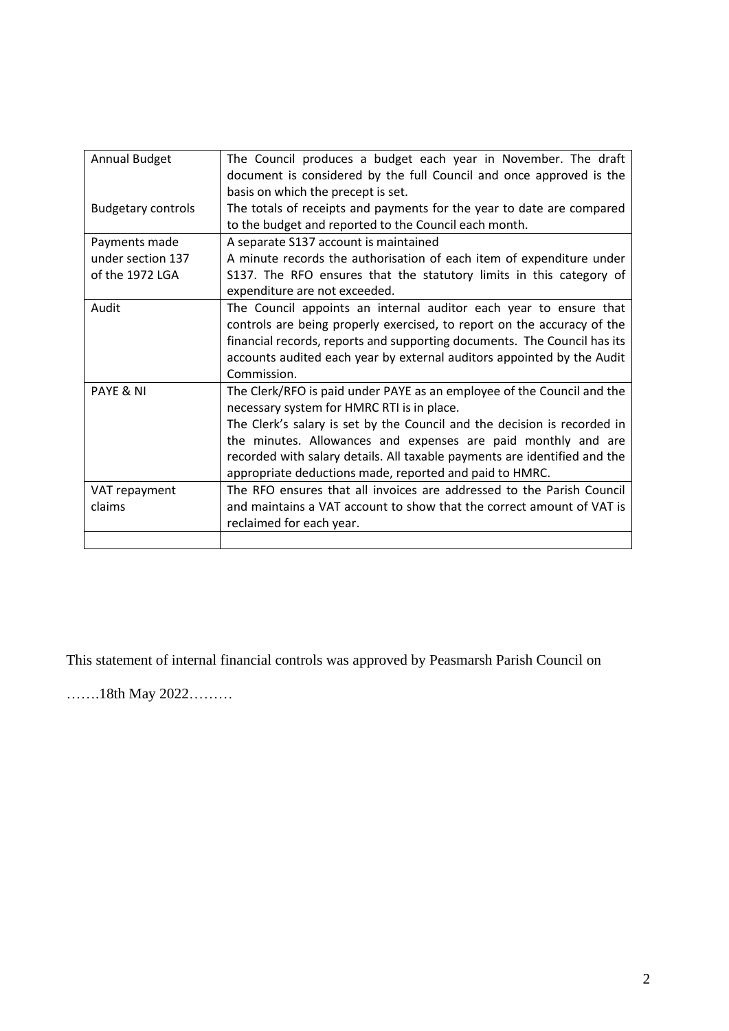| | |
|---|---|
| Annual Budget<br><br><br>Budgetary controls | The Council produces a budget each year in November. The draft document is considered by the full Council and once approved is the basis on which the precept is set.<br>The totals of receipts and payments for the year to date are compared to the budget and reported to the Council each month. |
| Payments made under section 137 of the 1972 LGA | A separate S137 account is maintained<br>A minute records the authorisation of each item of expenditure under S137. The RFO ensures that the statutory limits in this category of expenditure are not exceeded. |
| Audit | The Council appoints an internal auditor each year to ensure that controls are being properly exercised, to report on the accuracy of the financial records, reports and supporting documents. The Council has its accounts audited each year by external auditors appointed by the Audit Commission. |
| PAYE & NI | The Clerk/RFO is paid under PAYE as an employee of the Council and the necessary system for HMRC RTI is in place.<br>The Clerk's salary is set by the Council and the decision is recorded in the minutes. Allowances and expenses are paid monthly and are recorded with salary details. All taxable payments are identified and the appropriate deductions made, reported and paid to HMRC. |
| VAT repayment claims | The RFO ensures that all invoices are addressed to the Parish Council and maintains a VAT account to show that the correct amount of VAT is reclaimed for each year. |
| | |

This statement of internal financial controls was approved by Peasmarsh Parish Council on

…….18th May 2022………